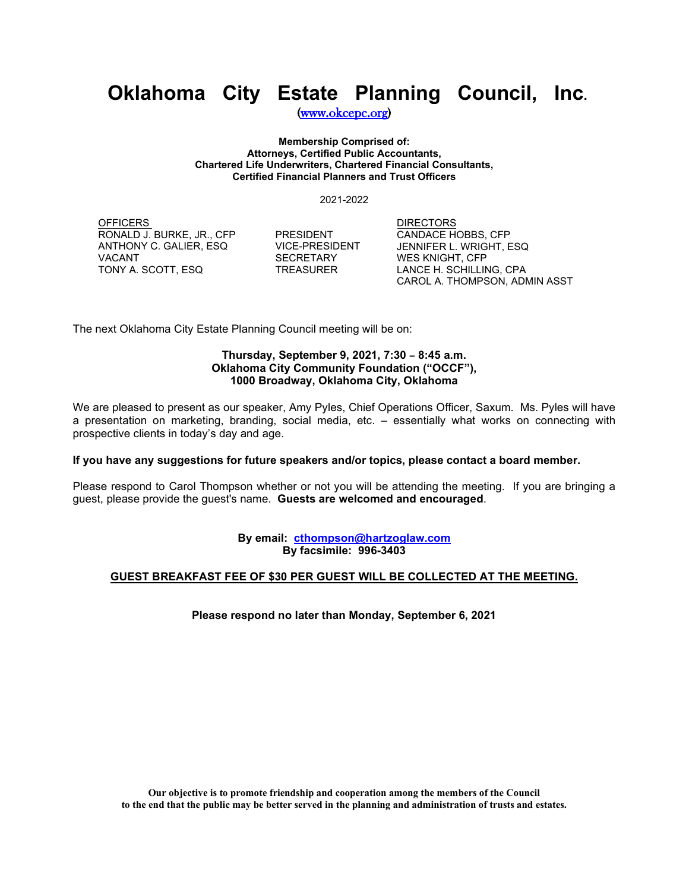# Oklahoma City Estate Planning Council, Inc.

(www.okcepc.org)

**Membership Comprised of:**
**Attorneys, Certified Public Accountants,**
**Chartered Life Underwriters, Chartered Financial Consultants,**
**Certified Financial Planners and Trust Officers**

2021-2022

| OFFICERS | | DIRECTORS |
|---|---|---|
| RONALD J. BURKE, JR., CFP | PRESIDENT | CANDACE HOBBS, CFP |
| ANTHONY C. GALIER, ESQ | VICE-PRESIDENT | JENNIFER L. WRIGHT, ESQ |
| VACANT | SECRETARY | WES KNIGHT, CFP |
| TONY A. SCOTT, ESQ | TREASURER | LANCE H. SCHILLING, CPA |
| | | CAROL A. THOMPSON, ADMIN ASST |

The next Oklahoma City Estate Planning Council meeting will be on:

**Thursday, September 9, 2021, 7:30 – 8:45 a.m.**
**Oklahoma City Community Foundation ("OCCF"),**
**1000 Broadway, Oklahoma City, Oklahoma**

We are pleased to present as our speaker, Amy Pyles, Chief Operations Officer, Saxum. Ms. Pyles will have a presentation on marketing, branding, social media, etc. – essentially what works on connecting with prospective clients in today's day and age.

**If you have any suggestions for future speakers and/or topics, please contact a board member.**

Please respond to Carol Thompson whether or not you will be attending the meeting. If you are bringing a guest, please provide the guest's name. **Guests are welcomed and encouraged**.

**By email: cthompson@hartzoglaw.com**
**By facsimile: 996-3403**

**GUEST BREAKFAST FEE OF $30 PER GUEST WILL BE COLLECTED AT THE MEETING.**

**Please respond no later than Monday, September 6, 2021**

**Our objective is to promote friendship and cooperation among the members of the Council to the end that the public may be better served in the planning and administration of trusts and estates.**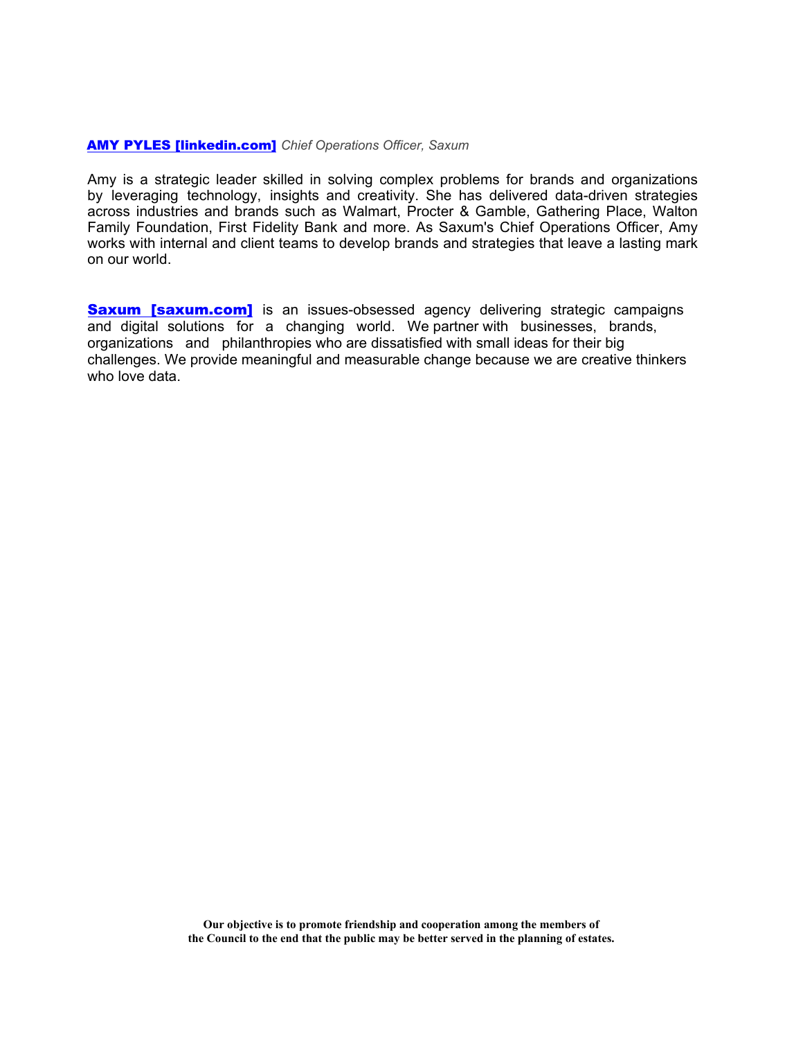**AMY PYLES [linkedin.com]** *Chief Operations Officer, Saxum*

Amy is a strategic leader skilled in solving complex problems for brands and organizations by leveraging technology, insights and creativity. She has delivered data-driven strategies across industries and brands such as Walmart, Procter & Gamble, Gathering Place, Walton Family Foundation, First Fidelity Bank and more. As Saxum's Chief Operations Officer, Amy works with internal and client teams to develop brands and strategies that leave a lasting mark on our world.

**Saxum [saxum.com]** is an issues-obsessed agency delivering strategic campaigns and digital solutions for a changing world. We partner with businesses, brands, organizations and philanthropies who are dissatisfied with small ideas for their big challenges. We provide meaningful and measurable change because we are creative thinkers who love data.

**Our objective is to promote friendship and cooperation among the members of the Council to the end that the public may be better served in the planning of estates.**